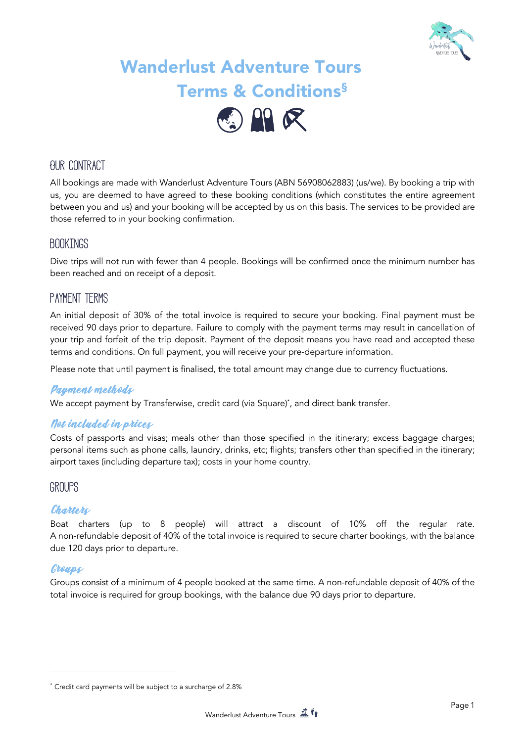# Wanderlust Adventure Tours Terms & Conditions§

## OUR CONTRACT

All bookings are made with Wanderlust Adventure Tours (ABN 56908062883) (us/we). By booking a trip with us, you are deemed to have agreed to these booking conditions (which constitutes the entire agreement between you and us) and your booking will be accepted by us on this basis. The services to be provided are those referred to in your booking confirmation.

## BOOKINGS

Dive trips will not run with fewer than 4 people. Bookings will be confirmed once the minimum number has been reached and on receipt of a deposit.

## PAYMENT TERMS

An initial deposit of 30% of the total invoice is required to secure your booking. Final payment must be received 90 days prior to departure. Failure to comply with the payment terms may result in cancellation of your trip and forfeit of the trip deposit. Payment of the deposit means you have read and accepted these terms and conditions. On full payment, you will receive your pre-departure information.

Please note that until payment is finalised, the total amount may change due to currency fluctuations.

### Payment methods

We accept payment by Transferwise, credit card (via Square)*, and direct bank transfer.

### Not included in prices

Costs of passports and visas; meals other than those specified in the itinerary; excess baggage charges; personal items such as phone calls, laundry, drinks, etc; flights; transfers other than specified in the itinerary; airport taxes (including departure tax); costs in your home country.

## GROUPS

### Charters

Boat charters (up to 8 people) will attract a discount of 10% off the regular rate. A non-refundable deposit of 40% of the total invoice is required to secure charter bookings, with the balance due 120 days prior to departure.

### Groups

Groups consist of a minimum of 4 people booked at the same time. A non-refundable deposit of 40% of the total invoice is required for group bookings, with the balance due 90 days prior to departure.

---

* Credit card payments will be subject to a surcharge of 2.8%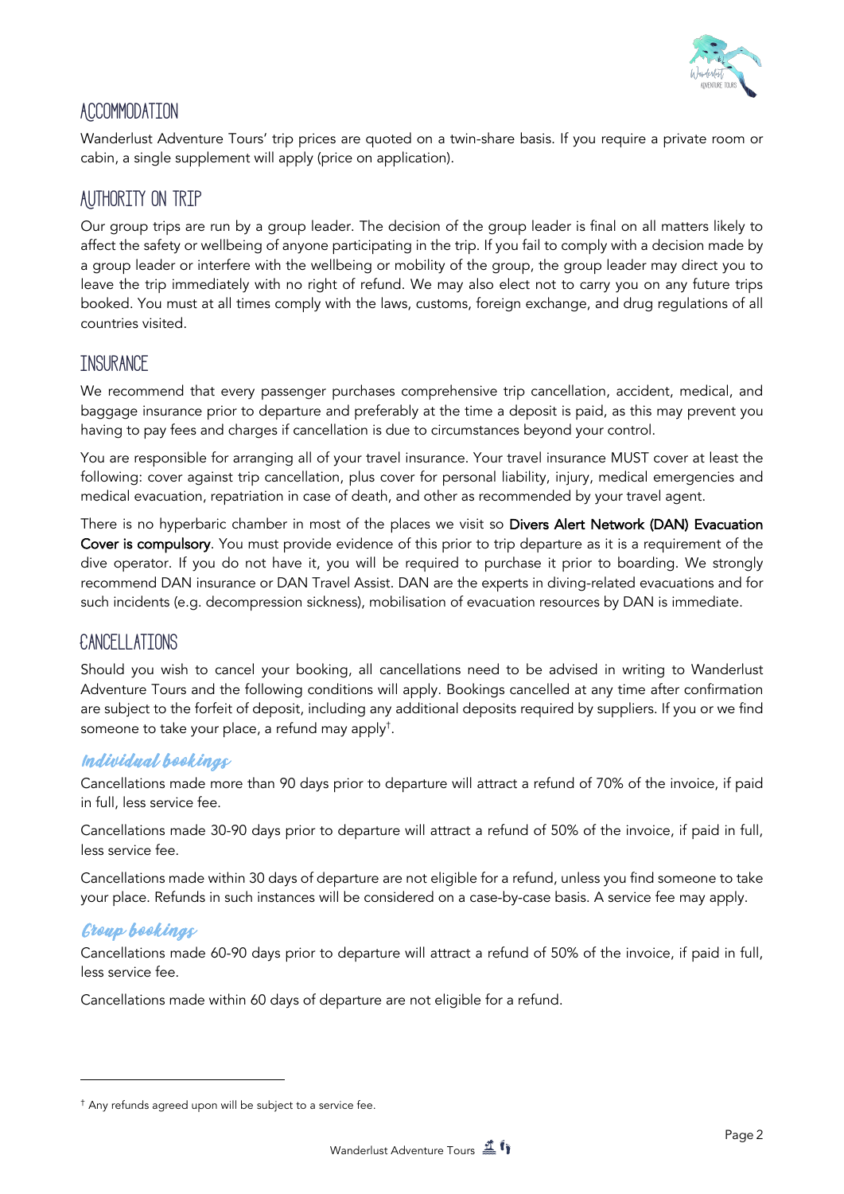## Accommodation

Wanderlust Adventure Tours' trip prices are quoted on a twin-share basis. If you require a private room or cabin, a single supplement will apply (price on application).

## Authority on Trip

Our group trips are run by a group leader. The decision of the group leader is final on all matters likely to affect the safety or wellbeing of anyone participating in the trip. If you fail to comply with a decision made by a group leader or interfere with the wellbeing or mobility of the group, the group leader may direct you to leave the trip immediately with no right of refund. We may also elect not to carry you on any future trips booked. You must at all times comply with the laws, customs, foreign exchange, and drug regulations of all countries visited.

## Insurance

We recommend that every passenger purchases comprehensive trip cancellation, accident, medical, and baggage insurance prior to departure and preferably at the time a deposit is paid, as this may prevent you having to pay fees and charges if cancellation is due to circumstances beyond your control.

You are responsible for arranging all of your travel insurance. Your travel insurance MUST cover at least the following: cover against trip cancellation, plus cover for personal liability, injury, medical emergencies and medical evacuation, repatriation in case of death, and other as recommended by your travel agent.

There is no hyperbaric chamber in most of the places we visit so **Divers Alert Network (DAN) Evacuation Cover is compulsory**. You must provide evidence of this prior to trip departure as it is a requirement of the dive operator. If you do not have it, you will be required to purchase it prior to boarding. We strongly recommend DAN insurance or DAN Travel Assist. DAN are the experts in diving-related evacuations and for such incidents (e.g. decompression sickness), mobilisation of evacuation resources by DAN is immediate.

## Cancellations

Should you wish to cancel your booking, all cancellations need to be advised in writing to Wanderlust Adventure Tours and the following conditions will apply. Bookings cancelled at any time after confirmation are subject to the forfeit of deposit, including any additional deposits required by suppliers. If you or we find someone to take your place, a refund may apply[†].

### *Individual bookings*

Cancellations made more than 90 days prior to departure will attract a refund of 70% of the invoice, if paid in full, less service fee.

Cancellations made 30-90 days prior to departure will attract a refund of 50% of the invoice, if paid in full, less service fee.

Cancellations made within 30 days of departure are not eligible for a refund, unless you find someone to take your place. Refunds in such instances will be considered on a case-by-case basis. A service fee may apply.

### *Group bookings*

Cancellations made 60-90 days prior to departure will attract a refund of 50% of the invoice, if paid in full, less service fee.

Cancellations made within 60 days of departure are not eligible for a refund.

---

[†] Any refunds agreed upon will be subject to a service fee.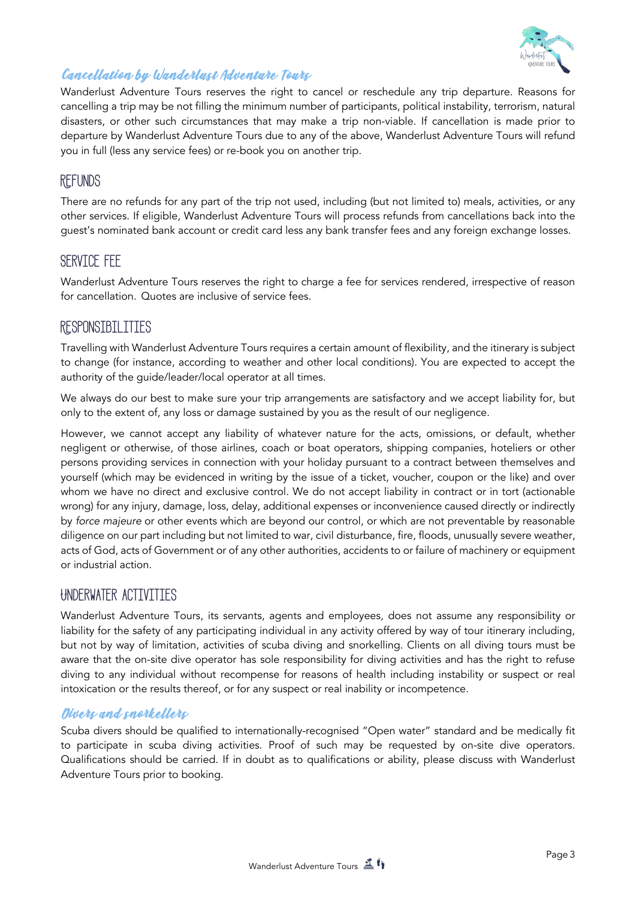## Cancellation by Wanderlust Adventure Tours

Wanderlust Adventure Tours reserves the right to cancel or reschedule any trip departure. Reasons for cancelling a trip may be not filling the minimum number of participants, political instability, terrorism, natural disasters, or other such circumstances that may make a trip non-viable. If cancellation is made prior to departure by Wanderlust Adventure Tours due to any of the above, Wanderlust Adventure Tours will refund you in full (less any service fees) or re-book you on another trip.

## REFUNDS

There are no refunds for any part of the trip not used, including (but not limited to) meals, activities, or any other services. If eligible, Wanderlust Adventure Tours will process refunds from cancellations back into the guest's nominated bank account or credit card less any bank transfer fees and any foreign exchange losses.

## SERVICE FEE

Wanderlust Adventure Tours reserves the right to charge a fee for services rendered, irrespective of reason for cancellation. Quotes are inclusive of service fees.

## RESPONSIBILITIES

Travelling with Wanderlust Adventure Tours requires a certain amount of flexibility, and the itinerary is subject to change (for instance, according to weather and other local conditions). You are expected to accept the authority of the guide/leader/local operator at all times.

We always do our best to make sure your trip arrangements are satisfactory and we accept liability for, but only to the extent of, any loss or damage sustained by you as the result of our negligence.

However, we cannot accept any liability of whatever nature for the acts, omissions, or default, whether negligent or otherwise, of those airlines, coach or boat operators, shipping companies, hoteliers or other persons providing services in connection with your holiday pursuant to a contract between themselves and yourself (which may be evidenced in writing by the issue of a ticket, voucher, coupon or the like) and over whom we have no direct and exclusive control. We do not accept liability in contract or in tort (actionable wrong) for any injury, damage, loss, delay, additional expenses or inconvenience caused directly or indirectly by *force majeure* or other events which are beyond our control, or which are not preventable by reasonable diligence on our part including but not limited to war, civil disturbance, fire, floods, unusually severe weather, acts of God, acts of Government or of any other authorities, accidents to or failure of machinery or equipment or industrial action.

## UNDERWATER ACTIVITIES

Wanderlust Adventure Tours, its servants, agents and employees, does not assume any responsibility or liability for the safety of any participating individual in any activity offered by way of tour itinerary including, but not by way of limitation, activities of scuba diving and snorkelling. Clients on all diving tours must be aware that the on-site dive operator has sole responsibility for diving activities and has the right to refuse diving to any individual without recompense for reasons of health including instability or suspect or real intoxication or the results thereof, or for any suspect or real inability or incompetence.

### Divers and snorkellers

Scuba divers should be qualified to internationally-recognised "Open water" standard and be medically fit to participate in scuba diving activities. Proof of such may be requested by on-site dive operators. Qualifications should be carried. If in doubt as to qualifications or ability, please discuss with Wanderlust Adventure Tours prior to booking.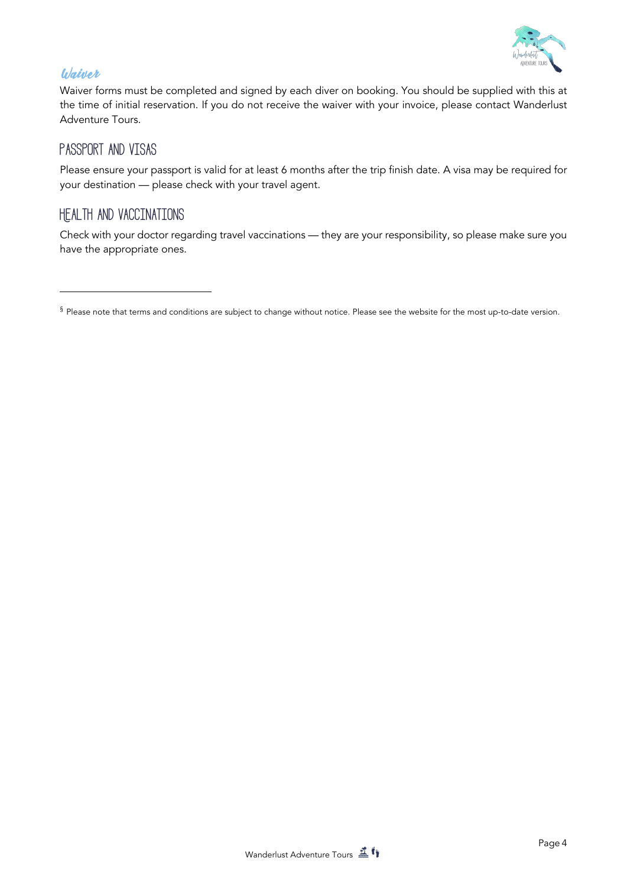## Waiver

Waiver forms must be completed and signed by each diver on booking. You should be supplied with this at the time of initial reservation. If you do not receive the waiver with your invoice, please contact Wanderlust Adventure Tours.

## Passport and Visas

Please ensure your passport is valid for at least 6 months after the trip finish date. A visa may be required for your destination — please check with your travel agent.

## Health and Vaccinations

Check with your doctor regarding travel vaccinations — they are your responsibility, so please make sure you have the appropriate ones.

---

[§] Please note that terms and conditions are subject to change without notice. Please see the website for the most up-to-date version.